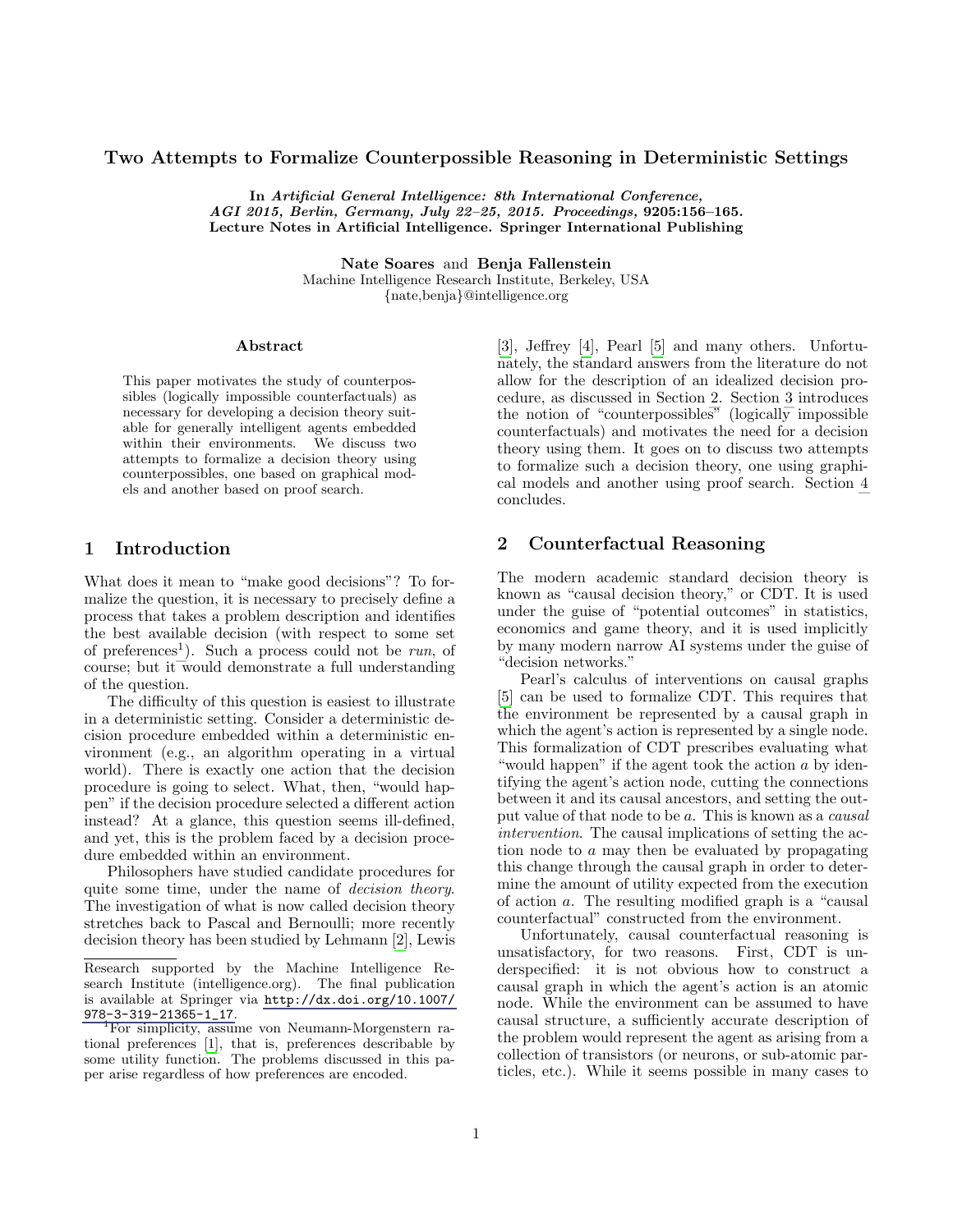# Two Attempts to Formalize Counterpossible Reasoning in Deterministic Settings

**In *Artificial General Intelligence: 8th International Conference, AGI 2015, Berlin, Germany, July 22–25, 2015. Proceedings*, 9205:156–165. Lecture Notes in Artificial Intelligence. Springer International Publishing**

**Nate Soares** and **Benja Fallenstein**
Machine Intelligence Research Institute, Berkeley, USA
{nate,benja}@intelligence.org

### Abstract

This paper motivates the study of counterpossibles (logically impossible counterfactuals) as necessary for developing a decision theory suitable for generally intelligent agents embedded within their environments. We discuss two attempts to formalize a decision theory using counterpossibles, one based on graphical models and another based on proof search.

## 1 Introduction

What does it mean to "make good decisions"? To formalize the question, it is necessary to precisely define a process that takes a problem description and identifies the best available decision (with respect to some set of preferences[1]). Such a process could not be *run*, of course; but it would demonstrate a full understanding of the question.

The difficulty of this question is easiest to illustrate in a deterministic setting. Consider a deterministic decision procedure embedded within a deterministic environment (e.g., an algorithm operating in a virtual world). There is exactly one action that the decision procedure is going to select. What, then, "would happen" if the decision procedure selected a different action instead? At a glance, this question seems ill-defined, and yet, this is the problem faced by a decision procedure embedded within an environment.

Philosophers have studied candidate procedures for quite some time, under the name of *decision theory*. The investigation of what is now called decision theory stretches back to Pascal and Bernoulli; more recently decision theory has been studied by Lehmann [2], Lewis [3], Jeffrey [4], Pearl [5] and many others. Unfortunately, the standard answers from the literature do not allow for the description of an idealized decision procedure, as discussed in Section 2. Section 3 introduces the notion of "counterpossibles" (logically impossible counterfactuals) and motivates the need for a decision theory using them. It goes on to discuss two attempts to formalize such a decision theory, one using graphical models and another using proof search. Section 4 concludes.

## 2 Counterfactual Reasoning

The modern academic standard decision theory is known as "causal decision theory," or CDT. It is used under the guise of "potential outcomes" in statistics, economics and game theory, and it is used implicitly by many modern narrow AI systems under the guise of "decision networks."

Pearl's calculus of interventions on causal graphs [5] can be used to formalize CDT. This requires that the environment be represented by a causal graph in which the agent's action is represented by a single node. This formalization of CDT prescribes evaluating what "would happen" if the agent took the action $a$ by identifying the agent's action node, cutting the connections between it and its causal ancestors, and setting the output value of that node to be $a$. This is known as a *causal intervention*. The causal implications of setting the action node to $a$ may then be evaluated by propagating this change through the causal graph in order to determine the amount of utility expected from the execution of action $a$. The resulting modified graph is a "causal counterfactual" constructed from the environment.

Unfortunately, causal counterfactual reasoning is unsatisfactory, for two reasons. First, CDT is underspecified: it is not obvious how to construct a causal graph in which the agent's action is an atomic node. While the environment can be assumed to have causal structure, a sufficiently accurate description of the problem would represent the agent as arising from a collection of transistors (or neurons, or sub-atomic particles, etc.). While it seems possible in many cases to

---

Research supported by the Machine Intelligence Research Institute (intelligence.org). The final publication is available at Springer via http://dx.doi.org/10.1007/978-3-319-21365-1_17.

[1] For simplicity, assume von Neumann-Morgenstern rational preferences [1], that is, preferences describable by some utility function. The problems discussed in this paper arise regardless of how preferences are encoded.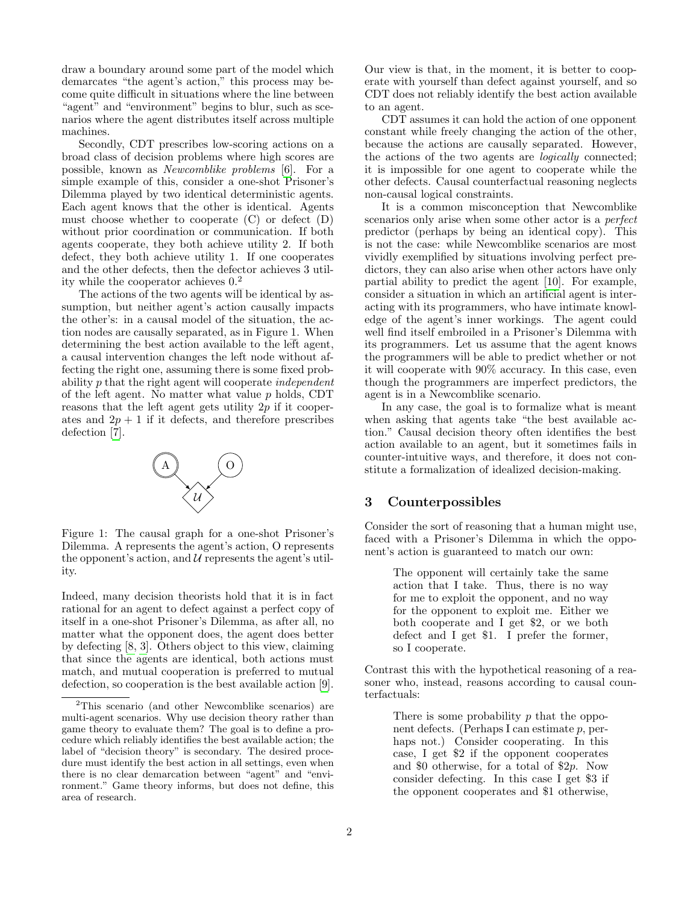draw a boundary around some part of the model which demarcates "the agent's action," this process may become quite difficult in situations where the line between "agent" and "environment" begins to blur, such as scenarios where the agent distributes itself across multiple machines.

Secondly, CDT prescribes low-scoring actions on a broad class of decision problems where high scores are possible, known as *Newcomblike problems* [6]. For a simple example of this, consider a one-shot Prisoner's Dilemma played by two identical deterministic agents. Each agent knows that the other is identical. Agents must choose whether to cooperate (C) or defect (D) without prior coordination or communication. If both agents cooperate, they both achieve utility 2. If both defect, they both achieve utility 1. If one cooperates and the other defects, then the defector achieves 3 utility while the cooperator achieves 0.[2]

The actions of the two agents will be identical by assumption, but neither agent's action causally impacts the other's: in a causal model of the situation, the action nodes are causally separated, as in Figure 1. When determining the best action available to the left agent, a causal intervention changes the left node without affecting the right one, assuming there is some fixed probability $p$ that the right agent will cooperate *independent* of the left agent. No matter what value $p$ holds, CDT reasons that the left agent gets utility $2p$ if it cooperates and $2p + 1$ if it defects, and therefore prescribes defection [7].

Figure 1: The causal graph for a one-shot Prisoner's Dilemma. A represents the agent's action, O represents the opponent's action, and $\mathcal{U}$ represents the agent's utility.

Indeed, many decision theorists hold that it is in fact rational for an agent to defect against a perfect copy of itself in a one-shot Prisoner's Dilemma, as after all, no matter what the opponent does, the agent does better by defecting [8, 3]. Others object to this view, claiming that since the agents are identical, both actions must match, and mutual cooperation is preferred to mutual defection, so cooperation is the best available action [9]. Our view is that, in the moment, it is better to cooperate with yourself than defect against yourself, and so CDT does not reliably identify the best action available to an agent.

CDT assumes it can hold the action of one opponent constant while freely changing the action of the other, because the actions are causally separated. However, the actions of the two agents are *logically* connected; it is impossible for one agent to cooperate while the other defects. Causal counterfactual reasoning neglects non-causal logical constraints.

It is a common misconception that Newcomblike scenarios only arise when some other actor is a *perfect* predictor (perhaps by being an identical copy). This is not the case: while Newcomblike scenarios are most vividly exemplified by situations involving perfect predictors, they can also arise when other actors have only partial ability to predict the agent [10]. For example, consider a situation in which an artificial agent is interacting with its programmers, who have intimate knowledge of the agent's inner workings. The agent could well find itself embroiled in a Prisoner's Dilemma with its programmers. Let us assume that the agent knows the programmers will be able to predict whether or not it will cooperate with 90% accuracy. In this case, even though the programmers are imperfect predictors, the agent is in a Newcomblike scenario.

In any case, the goal is to formalize what is meant when asking that agents take "the best available action." Causal decision theory often identifies the best action available to an agent, but it sometimes fails in counter-intuitive ways, and therefore, it does not constitute a formalization of idealized decision-making.

## 3 Counterpossibles

Consider the sort of reasoning that a human might use, faced with a Prisoner's Dilemma in which the opponent's action is guaranteed to match our own:

> The opponent will certainly take the same action that I take. Thus, there is no way for me to exploit the opponent, and no way for the opponent to exploit me. Either we both cooperate and I get \$2, or we both defect and I get \$1. I prefer the former, so I cooperate.

Contrast this with the hypothetical reasoning of a reasoner who, instead, reasons according to causal counterfactuals:

> There is some probability $p$ that the opponent defects. (Perhaps I can estimate $p$, perhaps not.) Consider cooperating. In this case, I get \$2 if the opponent cooperates and \$0 otherwise, for a total of \$$2p$. Now consider defecting. In this case I get \$3 if the opponent cooperates and \$1 otherwise,

---

[2] This scenario (and other Newcomblike scenarios) are multi-agent scenarios. Why use decision theory rather than game theory to evaluate them? The goal is to define a procedure which reliably identifies the best available action; the label of "decision theory" is secondary. The desired procedure must identify the best action in all settings, even when there is no clear demarcation between "agent" and "environment." Game theory informs, but does not define, this area of research.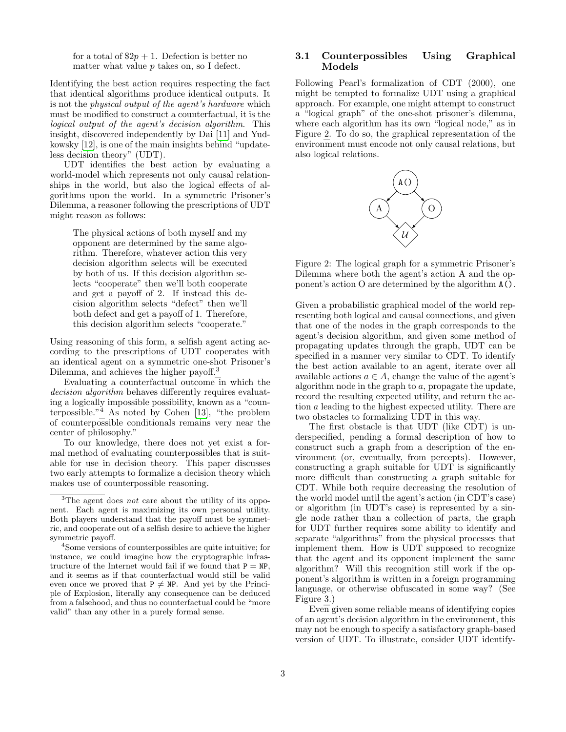for a total of \$2p + 1. Defection is better no matter what value $p$ takes on, so I defect.

Identifying the best action requires respecting the fact that identical algorithms produce identical outputs. It is not the *physical output of the agent's hardware* which must be modified to construct a counterfactual, it is the *logical output of the agent's decision algorithm*. This insight, discovered independently by Dai [11] and Yudkowsky [12], is one of the main insights behind "updateless decision theory" (UDT).

UDT identifies the best action by evaluating a world-model which represents not only causal relationships in the world, but also the logical effects of algorithms upon the world. In a symmetric Prisoner's Dilemma, a reasoner following the prescriptions of UDT might reason as follows:

> The physical actions of both myself and my opponent are determined by the same algorithm. Therefore, whatever action this very decision algorithm selects will be executed by both of us. If this decision algorithm selects "cooperate" then we'll both cooperate and get a payoff of 2. If instead this decision algorithm selects "defect" then we'll both defect and get a payoff of 1. Therefore, this decision algorithm selects "cooperate."

Using reasoning of this form, a selfish agent acting according to the prescriptions of UDT cooperates with an identical agent on a symmetric one-shot Prisoner's Dilemma, and achieves the higher payoff.[3]

Evaluating a counterfactual outcome in which the *decision algorithm* behaves differently requires evaluating a logically impossible possibility, known as a "counterpossible."[4] As noted by Cohen [13], "the problem of counterpossible conditionals remains very near the center of philosophy."

To our knowledge, there does not yet exist a formal method of evaluating counterpossibles that is suitable for use in decision theory. This paper discusses two early attempts to formalize a decision theory which makes use of counterpossible reasoning.

[3] The agent does *not* care about the utility of its opponent. Each agent is maximizing its own personal utility. Both players understand that the payoff must be symmetric, and cooperate out of a selfish desire to achieve the higher symmetric payoff.

[4] Some versions of counterpossibles are quite intuitive; for instance, we could imagine how the cryptographic infrastructure of the Internet would fail if we found that $\mathtt{P} = \mathtt{NP}$, and it seems as if that counterfactual would still be valid even once we proved that $\mathtt{P} \neq \mathtt{NP}$. And yet by the Principle of Explosion, literally any consequence can be deduced from a falsehood, and thus no counterfactual could be "more valid" than any other in a purely formal sense.

### 3.1 Counterpossibles Using Graphical Models

Following Pearl's formalization of CDT (2000), one might be tempted to formalize UDT using a graphical approach. For example, one might attempt to construct a "logical graph" of the one-shot prisoner's dilemma, where each algorithm has its own "logical node," as in Figure 2. To do so, the graphical representation of the environment must encode not only causal relations, but also logical relations.

A()

A

O

$\mathcal{U}$

Figure 2: The logical graph for a symmetric Prisoner's Dilemma where both the agent's action A and the opponent's action O are determined by the algorithm `A()`.

Given a probabilistic graphical model of the world representing both logical and causal connections, and given that one of the nodes in the graph corresponds to the agent's decision algorithm, and given some method of propagating updates through the graph, UDT can be specified in a manner very similar to CDT. To identify the best action available to an agent, iterate over all available actions $a \in A$, change the value of the agent's algorithm node in the graph to $a$, propagate the update, record the resulting expected utility, and return the action $a$ leading to the highest expected utility. There are two obstacles to formalizing UDT in this way.

The first obstacle is that UDT (like CDT) is underspecified, pending a formal description of how to construct such a graph from a description of the environment (or, eventually, from percepts). However, constructing a graph suitable for UDT is significantly more difficult than constructing a graph suitable for CDT. While both require decreasing the resolution of the world model until the agent's action (in CDT's case) or algorithm (in UDT's case) is represented by a single node rather than a collection of parts, the graph for UDT further requires some ability to identify and separate "algorithms" from the physical processes that implement them. How is UDT supposed to recognize that the agent and its opponent implement the same algorithm? Will this recognition still work if the opponent's algorithm is written in a foreign programming language, or otherwise obfuscated in some way? (See Figure 3.)

Even given some reliable means of identifying copies of an agent's decision algorithm in the environment, this may not be enough to specify a satisfactory graph-based version of UDT. To illustrate, consider UDT identify-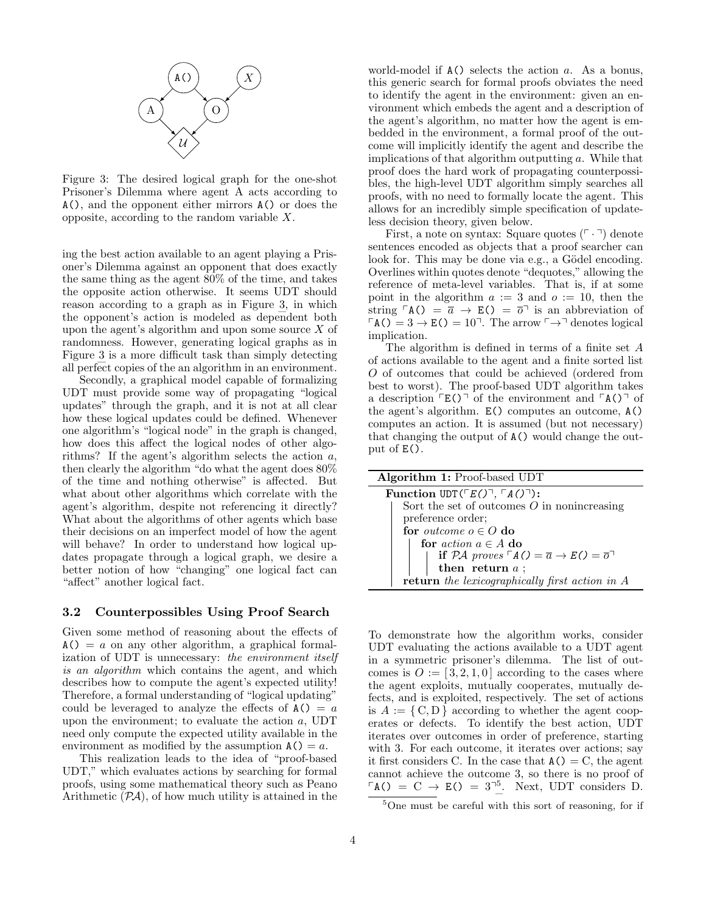Figure 3: The desired logical graph for the one-shot Prisoner's Dilemma where agent A acts according to A(), and the opponent either mirrors A() or does the opposite, according to the random variable $X$.

ing the best action available to an agent playing a Prisoner's Dilemma against an opponent that does exactly the same thing as the agent 80% of the time, and takes the opposite action otherwise. It seems UDT should reason according to a graph as in Figure 3, in which the opponent's action is modeled as dependent both upon the agent's algorithm and upon some source $X$ of randomness. However, generating logical graphs as in Figure 3 is a more difficult task than simply detecting all perfect copies of the an algorithm in an environment.

Secondly, a graphical model capable of formalizing UDT must provide some way of propagating "logical updates" through the graph, and it is not at all clear how these logical updates could be defined. Whenever one algorithm's "logical node" in the graph is changed, how does this affect the logical nodes of other algorithms? If the agent's algorithm selects the action $a$, then clearly the algorithm "do what the agent does 80% of the time and nothing otherwise" is affected. But what about other algorithms which correlate with the agent's algorithm, despite not referencing it directly? What about the algorithms of other agents which base their decisions on an imperfect model of how the agent will behave? In order to understand how logical updates propagate through a logical graph, we desire a better notion of how "changing" one logical fact can "affect" another logical fact.

### 3.2 Counterpossibles Using Proof Search

Given some method of reasoning about the effects of $\texttt{A()} = a$ on any other algorithm, a graphical formalization of UDT is unnecessary: *the environment itself is an algorithm* which contains the agent, and which describes how to compute the agent's expected utility! Therefore, a formal understanding of "logical updating" could be leveraged to analyze the effects of $\texttt{A()} = a$ upon the environment; to evaluate the action $a$, UDT need only compute the expected utility available in the environment as modified by the assumption $\texttt{A()} = a$.

This realization leads to the idea of "proof-based UDT," which evaluates actions by searching for formal proofs, using some mathematical theory such as Peano Arithmetic ($\mathcal{PA}$), of how much utility is attained in the world-model if A() selects the action $a$. As a bonus, this generic search for formal proofs obviates the need to identify the agent in the environment: given an environment which embeds the agent and a description of the agent's algorithm, no matter how the agent is embedded in the environment, a formal proof of the outcome will implicitly identify the agent and describe the implications of that algorithm outputting $a$. While that proof does the hard work of propagating counterpossibles, the high-level UDT algorithm simply searches all proofs, with no need to formally locate the agent. This allows for an incredibly simple specification of updateless decision theory, given below.

First, a note on syntax: Square quotes ($\ulcorner \cdot \urcorner$) denote sentences encoded as objects that a proof searcher can look for. This may be done via e.g., a Gödel encoding. Overlines within quotes denote "dequotes," allowing the reference of meta-level variables. That is, if at some point in the algorithm $a := 3$ and $o := 10$, then the string $\ulcorner \texttt{A()} = \overline{a} \to \texttt{E()} = \overline{o} \urcorner$ is an abbreviation of $\ulcorner \texttt{A()} = 3 \to \texttt{E()} = 10 \urcorner$. The arrow $\ulcorner \to \urcorner$ denotes logical implication.

The algorithm is defined in terms of a finite set $A$ of actions available to the agent and a finite sorted list $O$ of outcomes that could be achieved (ordered from best to worst). The proof-based UDT algorithm takes a description $\ulcorner \texttt{E()} \urcorner$ of the environment and $\ulcorner \texttt{A()} \urcorner$ of the agent's algorithm. E() computes an outcome, A() computes an action. It is assumed (but not necessary) that changing the output of A() would change the output of E().

**Algorithm 1:** Proof-based UDT

```
Function UDT(⌜E()⌝, ⌜A()⌝):
    Sort the set of outcomes O in nonincreasing preference order;
    for outcome o ∈ O do
        for action a ∈ A do
            if PA proves ⌜A() = ā → E() = ō⌝
            then return a ;
    return the lexicographically first action in A
```

To demonstrate how the algorithm works, consider UDT evaluating the actions available to a UDT agent in a symmetric prisoner's dilemma. The list of outcomes is $O := [3, 2, 1, 0]$ according to the cases where the agent exploits, mutually cooperates, mutually defects, and is exploited, respectively. The set of actions is $A := \{\mathrm{C}, \mathrm{D}\}$ according to whether the agent cooperates or defects. To identify the best action, UDT iterates over outcomes in order of preference, starting with 3. For each outcome, it iterates over actions; say it first considers C. In the case that $\texttt{A()} = \mathrm{C}$, the agent cannot achieve the outcome 3, so there is no proof of $\ulcorner \texttt{A()} = \mathrm{C} \to \texttt{E()} = 3 \urcorner$[5]. Next, UDT considers D.

[5] One must be careful with this sort of reasoning, for if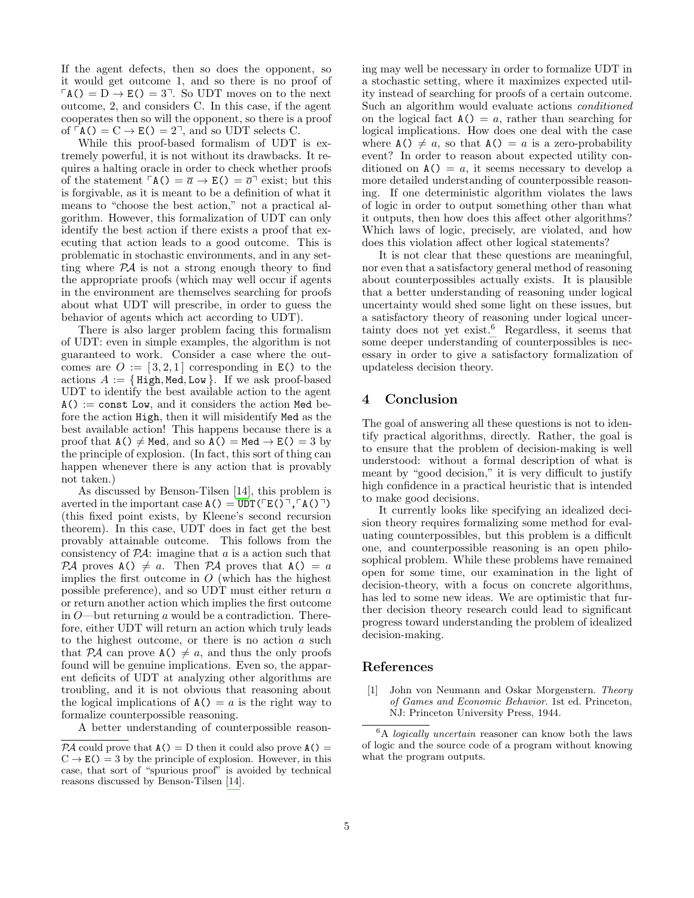If the agent defects, then so does the opponent, so it would get outcome 1, and so there is no proof of $\ulcorner \texttt{A()} = \text{D} \to \texttt{E()} = 3 \urcorner$. So UDT moves on to the next outcome, 2, and considers C. In this case, if the agent cooperates then so will the opponent, so there is a proof of $\ulcorner \texttt{A()} = \text{C} \to \texttt{E()} = 2 \urcorner$, and so UDT selects C.

While this proof-based formalism of UDT is extremely powerful, it is not without its drawbacks. It requires a halting oracle in order to check whether proofs of the statement $\ulcorner \texttt{A()} = \overline{a} \to \texttt{E()} = \overline{o} \urcorner$ exist; but this is forgivable, as it is meant to be a definition of what it means to "choose the best action," not a practical algorithm. However, this formalization of UDT can only identify the best action if there exists a proof that executing that action leads to a good outcome. This is problematic in stochastic environments, and in any setting where $\mathcal{PA}$ is not a strong enough theory to find the appropriate proofs (which may well occur if agents in the environment are themselves searching for proofs about what UDT will prescribe, in order to guess the behavior of agents which act according to UDT).

There is also larger problem facing this formalism of UDT: even in simple examples, the algorithm is not guaranteed to work. Consider a case where the outcomes are $O := [3, 2, 1]$ corresponding in `E()` to the actions $A := \{\texttt{High}, \texttt{Med}, \texttt{Low}\}$. If we ask proof-based UDT to identify the best available action to the agent `A()` := `const Low`, and it considers the action `Med` before the action `High`, then it will misidentify `Med` as the best available action! This happens because there is a proof that $\texttt{A()} \neq \texttt{Med}$, and so $\texttt{A()} = \texttt{Med} \to \texttt{E()} = 3$ by the principle of explosion. (In fact, this sort of thing can happen whenever there is any action that is provably not taken.)

As discussed by Benson-Tilsen [14], this problem is averted in the important case $\texttt{A()} = \overline{\texttt{UDT}}(\ulcorner\texttt{E()}\urcorner, \ulcorner\texttt{A()}\urcorner)$ (this fixed point exists, by Kleene's second recursion theorem). In this case, UDT does in fact get the best provably attainable outcome. This follows from the consistency of $\mathcal{PA}$: imagine that $a$ is a action such that $\mathcal{PA}$ proves $\texttt{A()} \neq a$. Then $\mathcal{PA}$ proves that $\texttt{A()} = a$ implies the first outcome in $O$ (which has the highest possible preference), and so UDT must either return $a$ or return another action which implies the first outcome in $O$—but returning $a$ would be a contradiction. Therefore, either UDT will return an action which truly leads to the highest outcome, or there is no action $a$ such that $\mathcal{PA}$ can prove $\texttt{A()} \neq a$, and thus the only proofs found will be genuine implications. Even so, the apparent deficits of UDT at analyzing other algorithms are troubling, and it is not obvious that reasoning about the logical implications of $\texttt{A()} = a$ is the right way to formalize counterpossible reasoning.

A better understanding of counterpossible reasoning may well be necessary in order to formalize UDT in a stochastic setting, where it maximizes expected utility instead of searching for proofs of a certain outcome. Such an algorithm would evaluate actions *conditioned* on the logical fact $\texttt{A()} = a$, rather than searching for logical implications. How does one deal with the case where $\texttt{A()} \neq a$, so that $\texttt{A()} = a$ is a zero-probability event? In order to reason about expected utility conditioned on $\texttt{A()} = a$, it seems necessary to develop a more detailed understanding of counterpossible reasoning. If one deterministic algorithm violates the laws of logic in order to output something other than what it outputs, then how does this affect other algorithms? Which laws of logic, precisely, are violated, and how does this violation affect other logical statements?

It is not clear that these questions are meaningful, nor even that a satisfactory general method of reasoning about counterpossibles actually exists. It is plausible that a better understanding of reasoning under logical uncertainty would shed some light on these issues, but a satisfactory theory of reasoning under logical uncertainty does not yet exist.[6] Regardless, it seems that some deeper understanding of counterpossibles is necessary in order to give a satisfactory formalization of updateless decision theory.

## 4 Conclusion

The goal of answering all these questions is not to identify practical algorithms, directly. Rather, the goal is to ensure that the problem of decision-making is well understood: without a formal description of what is meant by "good decision," it is very difficult to justify high confidence in a practical heuristic that is intended to make good decisions.

It currently looks like specifying an idealized decision theory requires formalizing some method for evaluating counterpossibles, but this problem is a difficult one, and counterpossible reasoning is an open philosophical problem. While these problems have remained open for some time, our examination in the light of decision-theory, with a focus on concrete algorithms, has led to some new ideas. We are optimistic that further decision theory research could lead to significant progress toward understanding the problem of idealized decision-making.

## References

[1] John von Neumann and Oskar Morgenstern. *Theory of Games and Economic Behavior*. 1st ed. Princeton, NJ: Princeton University Press, 1944.

---

$\mathcal{PA}$ could prove that $\texttt{A()} = \text{D}$ then it could also prove $\texttt{A()} = \text{C} \to \texttt{E()} = 3$ by the principle of explosion. However, in this case, that sort of "spurious proof" is avoided by technical reasons discussed by Benson-Tilsen [14].

[6] A *logically uncertain* reasoner can know both the laws of logic and the source code of a program without knowing what the program outputs.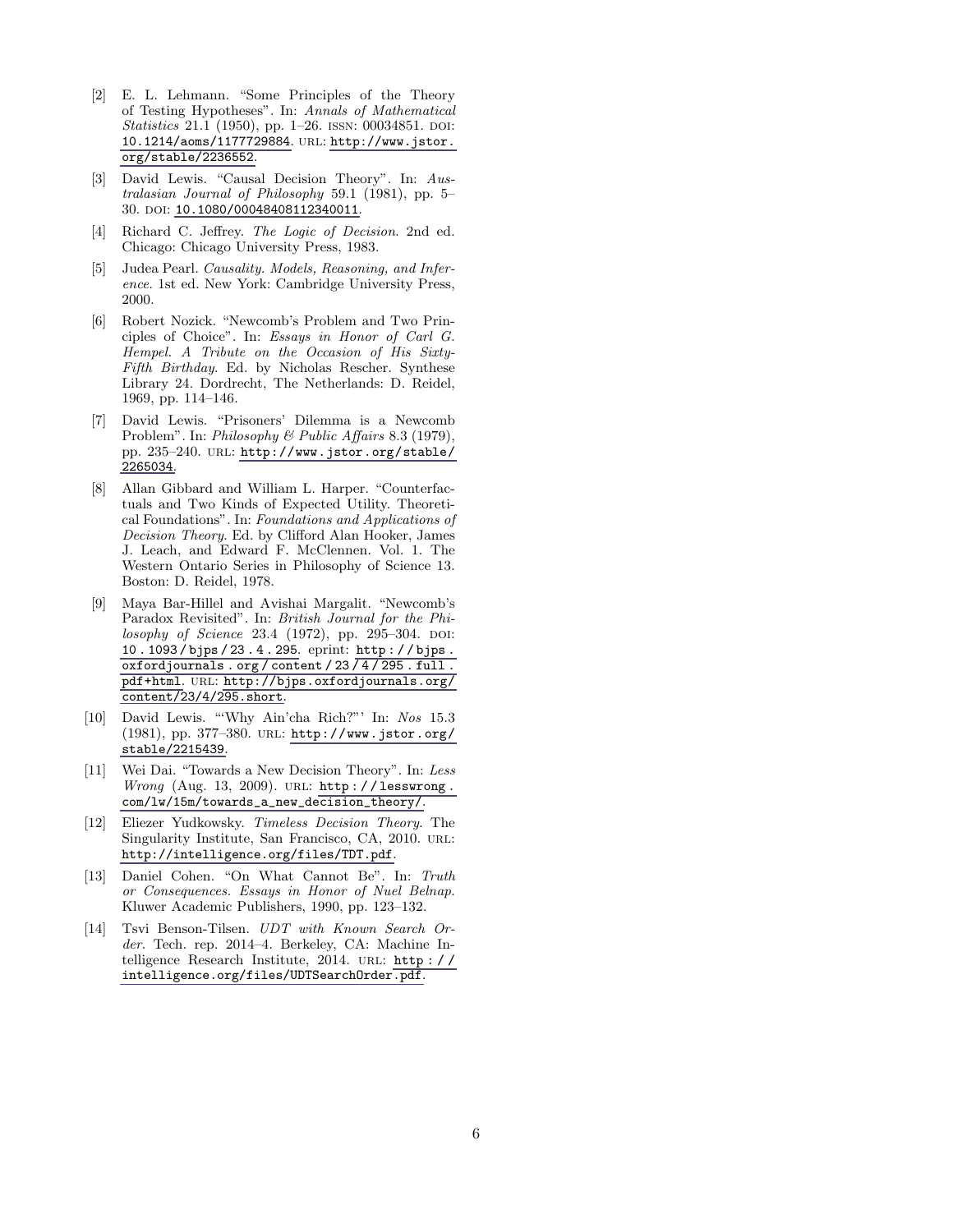[2] E. L. Lehmann. "Some Principles of the Theory of Testing Hypotheses". In: *Annals of Mathematical Statistics* 21.1 (1950), pp. 1–26. ISSN: 00034851. DOI: 10.1214/aoms/1177729884. URL: http://www.jstor.org/stable/2236552.

[3] David Lewis. "Causal Decision Theory". In: *Australasian Journal of Philosophy* 59.1 (1981), pp. 5–30. DOI: 10.1080/00048408112340011.

[4] Richard C. Jeffrey. *The Logic of Decision*. 2nd ed. Chicago: Chicago University Press, 1983.

[5] Judea Pearl. *Causality. Models, Reasoning, and Inference*. 1st ed. New York: Cambridge University Press, 2000.

[6] Robert Nozick. "Newcomb's Problem and Two Principles of Choice". In: *Essays in Honor of Carl G. Hempel. A Tribute on the Occasion of His Sixty-Fifth Birthday*. Ed. by Nicholas Rescher. Synthese Library 24. Dordrecht, The Netherlands: D. Reidel, 1969, pp. 114–146.

[7] David Lewis. "Prisoners' Dilemma is a Newcomb Problem". In: *Philosophy & Public Affairs* 8.3 (1979), pp. 235–240. URL: http://www.jstor.org/stable/2265034.

[8] Allan Gibbard and William L. Harper. "Counterfactuals and Two Kinds of Expected Utility. Theoretical Foundations". In: *Foundations and Applications of Decision Theory*. Ed. by Clifford Alan Hooker, James J. Leach, and Edward F. McClennen. Vol. 1. The Western Ontario Series in Philosophy of Science 13. Boston: D. Reidel, 1978.

[9] Maya Bar-Hillel and Avishai Margalit. "Newcomb's Paradox Revisited". In: *British Journal for the Philosophy of Science* 23.4 (1972), pp. 295–304. DOI: 10.1093/bjps/23.4.295. eprint: http://bjps.oxfordjournals.org/content/23/4/295.full.pdf+html. URL: http://bjps.oxfordjournals.org/content/23/4/295.short.

[10] David Lewis. "'Why Ain'cha Rich?"' In: *Nos* 15.3 (1981), pp. 377–380. URL: http://www.jstor.org/stable/2215439.

[11] Wei Dai. "Towards a New Decision Theory". In: *Less Wrong* (Aug. 13, 2009). URL: http://lesswrong.com/lw/15m/towards_a_new_decision_theory/.

[12] Eliezer Yudkowsky. *Timeless Decision Theory*. The Singularity Institute, San Francisco, CA, 2010. URL: http://intelligence.org/files/TDT.pdf.

[13] Daniel Cohen. "On What Cannot Be". In: *Truth or Consequences. Essays in Honor of Nuel Belnap*. Kluwer Academic Publishers, 1990, pp. 123–132.

[14] Tsvi Benson-Tilsen. *UDT with Known Search Order*. Tech. rep. 2014–4. Berkeley, CA: Machine Intelligence Research Institute, 2014. URL: http://intelligence.org/files/UDTSearchOrder.pdf.